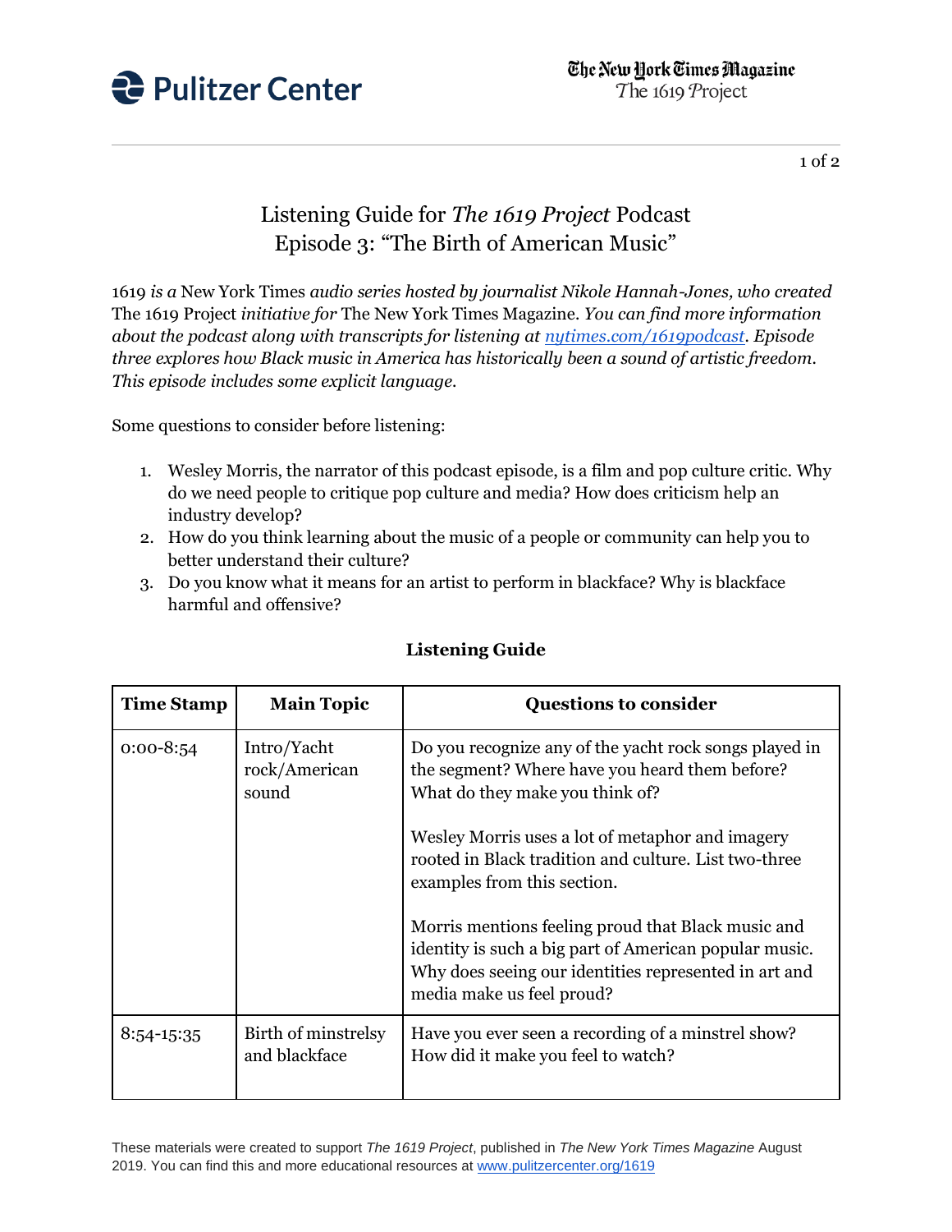Pulitzer Center

The New York Times Magazine
The 1619 Project

# Listening Guide for *The 1619 Project* Podcast
## Episode 3: "The Birth of American Music"

*1619 is a* New York Times *audio series hosted by journalist Nikole Hannah-Jones, who created* The 1619 Project *initiative for* The New York Times Magazine. *You can find more information about the podcast along with transcripts for listening at [nytimes.com/1619podcast](nytimes.com/1619podcast). Episode three explores how Black music in America has historically been a sound of artistic freedom. This episode includes some explicit language.*

Some questions to consider before listening:

1. Wesley Morris, the narrator of this podcast episode, is a film and pop culture critic. Why do we need people to critique pop culture and media? How does criticism help an industry develop?
2. How do you think learning about the music of a people or community can help you to better understand their culture?
3. Do you know what it means for an artist to perform in blackface? Why is blackface harmful and offensive?

### Listening Guide

| Time Stamp | Main Topic | Questions to consider |
|---|---|---|
| 0:00-8:54 | Intro/Yacht rock/American sound | Do you recognize any of the yacht rock songs played in the segment? Where have you heard them before? What do they make you think of?<br><br>Wesley Morris uses a lot of metaphor and imagery rooted in Black tradition and culture. List two-three examples from this section.<br><br>Morris mentions feeling proud that Black music and identity is such a big part of American popular music. Why does seeing our identities represented in art and media make us feel proud? |
| 8:54-15:35 | Birth of minstrelsy and blackface | Have you ever seen a recording of a minstrel show? How did it make you feel to watch? |

These materials were created to support *The 1619 Project*, published in *The New York Times Magazine* August 2019. You can find this and more educational resources at [www.pulitzercenter.org/1619](www.pulitzercenter.org/1619)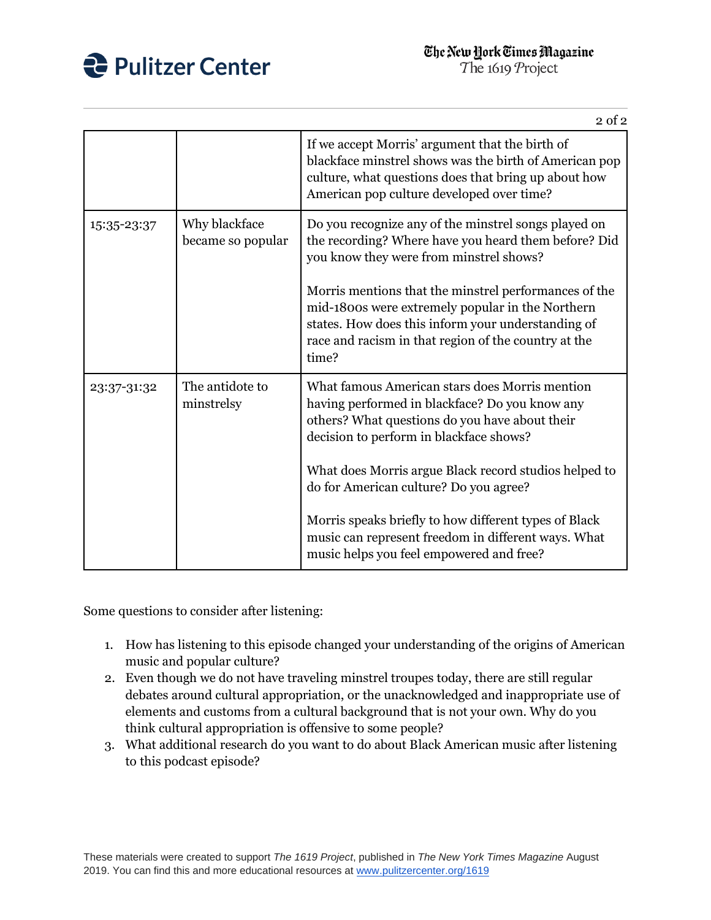| | | |
|---|---|---|
| | | If we accept Morris' argument that the birth of blackface minstrel shows was the birth of American pop culture, what questions does that bring up about how American pop culture developed over time? |
| 15:35-23:37 | Why blackface became so popular | Do you recognize any of the minstrel songs played on the recording? Where have you heard them before? Did you know they were from minstrel shows?<br><br>Morris mentions that the minstrel performances of the mid-1800s were extremely popular in the Northern states. How does this inform your understanding of race and racism in that region of the country at the time? |
| 23:37-31:32 | The antidote to minstrelsy | What famous American stars does Morris mention having performed in blackface? Do you know any others? What questions do you have about their decision to perform in blackface shows?<br><br>What does Morris argue Black record studios helped to do for American culture? Do you agree?<br><br>Morris speaks briefly to how different types of Black music can represent freedom in different ways. What music helps you feel empowered and free? |

Some questions to consider after listening:

1. How has listening to this episode changed your understanding of the origins of American music and popular culture?
2. Even though we do not have traveling minstrel troupes today, there are still regular debates around cultural appropriation, or the unacknowledged and inappropriate use of elements and customs from a cultural background that is not your own. Why do you think cultural appropriation is offensive to some people?
3. What additional research do you want to do about Black American music after listening to this podcast episode?

These materials were created to support *The 1619 Project*, published in *The New York Times Magazine* August 2019. You can find this and more educational resources at [www.pulitzercenter.org/1619](http://www.pulitzercenter.org/1619)